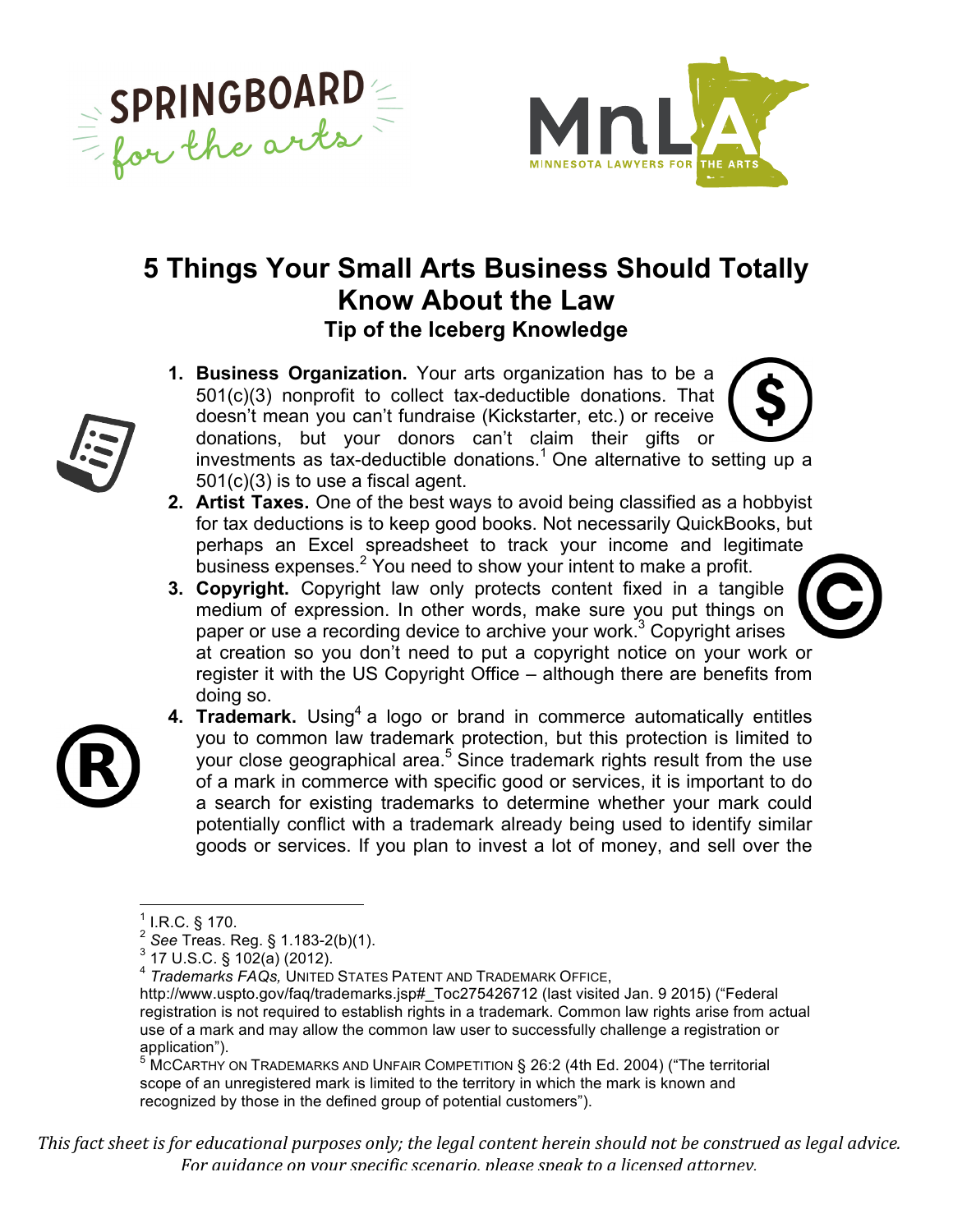# 5 Things Your Small Arts Business Should Totally Know About the Law

## Tip of the Iceberg Knowledge

1. **Business Organization.** Your arts organization has to be a 501(c)(3) nonprofit to collect tax-deductible donations. That doesn't mean you can't fundraise (Kickstarter, etc.) or receive donations, but your donors can't claim their gifts or investments as tax-deductible donations.[1] One alternative to setting up a 501(c)(3) is to use a fiscal agent.
2. **Artist Taxes.** One of the best ways to avoid being classified as a hobbyist for tax deductions is to keep good books. Not necessarily QuickBooks, but perhaps an Excel spreadsheet to track your income and legitimate business expenses.[2] You need to show your intent to make a profit.
3. **Copyright.** Copyright law only protects content fixed in a tangible medium of expression. In other words, make sure you put things on paper or use a recording device to archive your work.[3] Copyright arises at creation so you don't need to put a copyright notice on your work or register it with the US Copyright Office – although there are benefits from doing so.
4. **Trademark.** Using[4] a logo or brand in commerce automatically entitles you to common law trademark protection, but this protection is limited to your close geographical area.[5] Since trademark rights result from the use of a mark in commerce with specific good or services, it is important to do a search for existing trademarks to determine whether your mark could potentially conflict with a trademark already being used to identify similar goods or services. If you plan to invest a lot of money, and sell over the

---

[1] I.R.C. § 170.

[2] *See* Treas. Reg. § 1.183-2(b)(1).

[3] 17 U.S.C. § 102(a) (2012).

[4] *Trademarks FAQs,* UNITED STATES PATENT AND TRADEMARK OFFICE, http://www.uspto.gov/faq/trademarks.jsp#_Toc275426712 (last visited Jan. 9 2015) ("Federal registration is not required to establish rights in a trademark. Common law rights arise from actual use of a mark and may allow the common law user to successfully challenge a registration or application").

[5] MCCARTHY ON TRADEMARKS AND UNFAIR COMPETITION § 26:2 (4th Ed. 2004) ("The territorial scope of an unregistered mark is limited to the territory in which the mark is known and recognized by those in the defined group of potential customers").

*This fact sheet is for educational purposes only; the legal content herein should not be construed as legal advice. For guidance on your specific scenario, please speak to a licensed attorney.*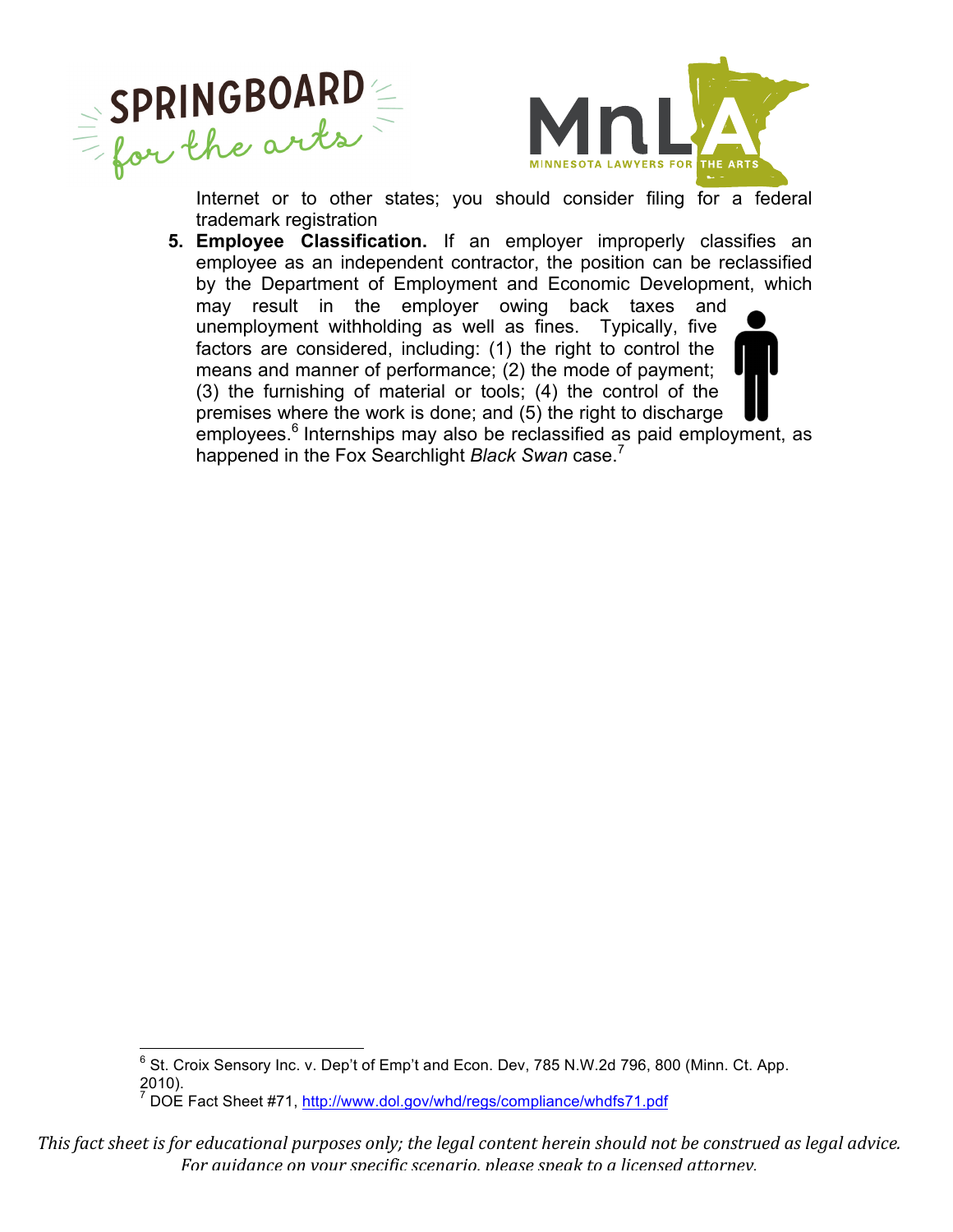Internet or to other states; you should consider filing for a federal trademark registration

5. **Employee Classification.** If an employer improperly classifies an employee as an independent contractor, the position can be reclassified by the Department of Employment and Economic Development, which may result in the employer owing back taxes and unemployment withholding as well as fines. Typically, five factors are considered, including: (1) the right to control the means and manner of performance; (2) the mode of payment; (3) the furnishing of material or tools; (4) the control of the premises where the work is done; and (5) the right to discharge employees.[6] Internships may also be reclassified as paid employment, as happened in the Fox Searchlight *Black Swan* case.[7]

---

[6] St. Croix Sensory Inc. v. Dep't of Emp't and Econ. Dev, 785 N.W.2d 796, 800 (Minn. Ct. App. 2010).

[7] DOE Fact Sheet #71, http://www.dol.gov/whd/regs/compliance/whdfs71.pdf

*This fact sheet is for educational purposes only; the legal content herein should not be construed as legal advice. For guidance on your specific scenario, please speak to a licensed attorney.*